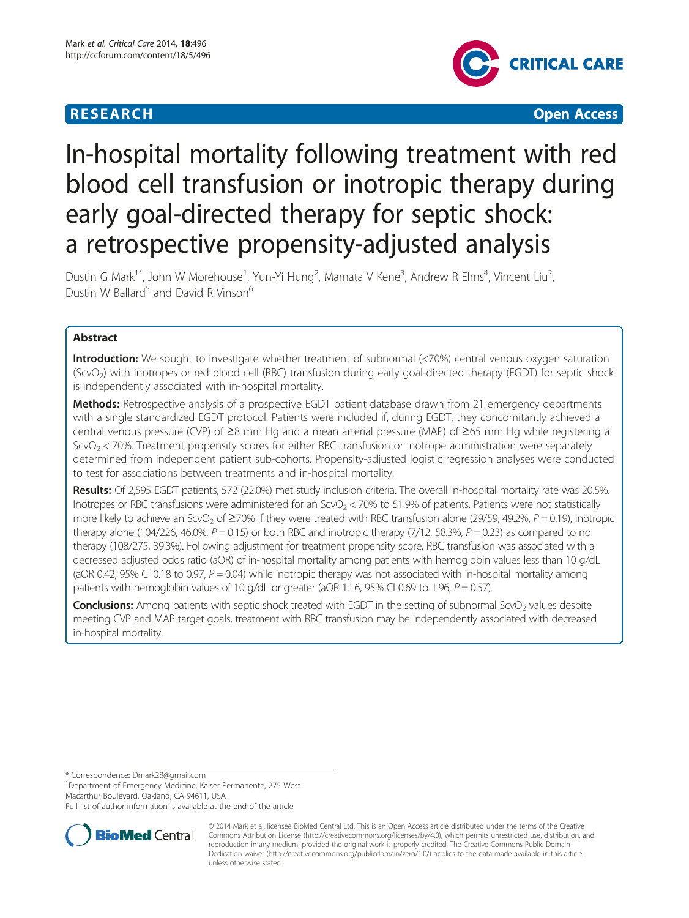**RESEARCH** **Open Access**

# In-hospital mortality following treatment with red blood cell transfusion or inotropic therapy during early goal-directed therapy for septic shock: a retrospective propensity-adjusted analysis

Dustin G Mark[1*], John W Morehouse[1], Yun-Yi Hung[2], Mamata V Kene[3], Andrew R Elms[4], Vincent Liu[2], Dustin W Ballard[5] and David R Vinson[6]

## Abstract

**Introduction:** We sought to investigate whether treatment of subnormal (<70%) central venous oxygen saturation ($ScvO_2$) with inotropes or red blood cell (RBC) transfusion during early goal-directed therapy (EGDT) for septic shock is independently associated with in-hospital mortality.

**Methods:** Retrospective analysis of a prospective EGDT patient database drawn from 21 emergency departments with a single standardized EGDT protocol. Patients were included if, during EGDT, they concomitantly achieved a central venous pressure (CVP) of ≥8 mm Hg and a mean arterial pressure (MAP) of ≥65 mm Hg while registering a $ScvO_2$ < 70%. Treatment propensity scores for either RBC transfusion or inotrope administration were separately determined from independent patient sub-cohorts. Propensity-adjusted logistic regression analyses were conducted to test for associations between treatments and in-hospital mortality.

**Results:** Of 2,595 EGDT patients, 572 (22.0%) met study inclusion criteria. The overall in-hospital mortality rate was 20.5%. Inotropes or RBC transfusions were administered for an $ScvO_2$ < 70% to 51.9% of patients. Patients were not statistically more likely to achieve an $ScvO_2$ of ≥70% if they were treated with RBC transfusion alone (29/59, 49.2%, $P = 0.19$), inotropic therapy alone (104/226, 46.0%, $P = 0.15$) or both RBC and inotropic therapy (7/12, 58.3%, $P = 0.23$) as compared to no therapy (108/275, 39.3%). Following adjustment for treatment propensity score, RBC transfusion was associated with a decreased adjusted odds ratio (aOR) of in-hospital mortality among patients with hemoglobin values less than 10 g/dL (aOR 0.42, 95% CI 0.18 to 0.97, $P = 0.04$) while inotropic therapy was not associated with in-hospital mortality among patients with hemoglobin values of 10 g/dL or greater (aOR 1.16, 95% CI 0.69 to 1.96, $P = 0.57$).

**Conclusions:** Among patients with septic shock treated with EGDT in the setting of subnormal $ScvO_2$ values despite meeting CVP and MAP target goals, treatment with RBC transfusion may be independently associated with decreased in-hospital mortality.

---

\* Correspondence: Dmark28@gmail.com

[1]Department of Emergency Medicine, Kaiser Permanente, 275 West Macarthur Boulevard, Oakland, CA 94611, USA

Full list of author information is available at the end of the article

© 2014 Mark et al. licensee BioMed Central Ltd. This is an Open Access article distributed under the terms of the Creative Commons Attribution License (http://creativecommons.org/licenses/by/4.0), which permits unrestricted use, distribution, and reproduction in any medium, provided the original work is properly credited. The Creative Commons Public Domain Dedication waiver (http://creativecommons.org/publicdomain/zero/1.0/) applies to the data made available in this article, unless otherwise stated.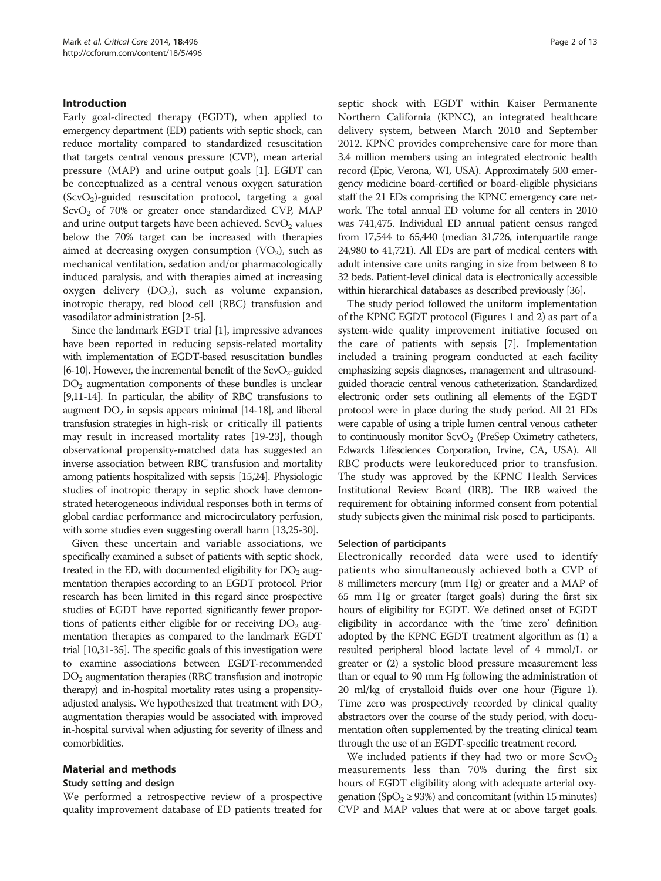## Introduction

Early goal-directed therapy (EGDT), when applied to emergency department (ED) patients with septic shock, can reduce mortality compared to standardized resuscitation that targets central venous pressure (CVP), mean arterial pressure (MAP) and urine output goals [1]. EGDT can be conceptualized as a central venous oxygen saturation ($ScvO_2$)-guided resuscitation protocol, targeting a goal $ScvO_2$ of 70% or greater once standardized CVP, MAP and urine output targets have been achieved. $ScvO_2$ values below the 70% target can be increased with therapies aimed at decreasing oxygen consumption ($VO_2$), such as mechanical ventilation, sedation and/or pharmacologically induced paralysis, and with therapies aimed at increasing oxygen delivery ($DO_2$), such as volume expansion, inotropic therapy, red blood cell (RBC) transfusion and vasodilator administration [2-5].

Since the landmark EGDT trial [1], impressive advances have been reported in reducing sepsis-related mortality with implementation of EGDT-based resuscitation bundles [6-10]. However, the incremental benefit of the $ScvO_2$-guided $DO_2$ augmentation components of these bundles is unclear [9,11-14]. In particular, the ability of RBC transfusions to augment $DO_2$ in sepsis appears minimal [14-18], and liberal transfusion strategies in high-risk or critically ill patients may result in increased mortality rates [19-23], though observational propensity-matched data has suggested an inverse association between RBC transfusion and mortality among patients hospitalized with sepsis [15,24]. Physiologic studies of inotropic therapy in septic shock have demonstrated heterogeneous individual responses both in terms of global cardiac performance and microcirculatory perfusion, with some studies even suggesting overall harm [13,25-30].

Given these uncertain and variable associations, we specifically examined a subset of patients with septic shock, treated in the ED, with documented eligibility for $DO_2$ augmentation therapies according to an EGDT protocol. Prior research has been limited in this regard since prospective studies of EGDT have reported significantly fewer proportions of patients either eligible for or receiving $DO_2$ augmentation therapies as compared to the landmark EGDT trial [10,31-35]. The specific goals of this investigation were to examine associations between EGDT-recommended $DO_2$ augmentation therapies (RBC transfusion and inotropic therapy) and in-hospital mortality rates using a propensity-adjusted analysis. We hypothesized that treatment with $DO_2$ augmentation therapies would be associated with improved in-hospital survival when adjusting for severity of illness and comorbidities.

## Material and methods

### Study setting and design

We performed a retrospective review of a prospective quality improvement database of ED patients treated for septic shock with EGDT within Kaiser Permanente Northern California (KPNC), an integrated healthcare delivery system, between March 2010 and September 2012. KPNC provides comprehensive care for more than 3.4 million members using an integrated electronic health record (Epic, Verona, WI, USA). Approximately 500 emergency medicine board-certified or board-eligible physicians staff the 21 EDs comprising the KPNC emergency care network. The total annual ED volume for all centers in 2010 was 741,475. Individual ED annual patient census ranged from 17,544 to 65,440 (median 31,726, interquartile range 24,980 to 41,721). All EDs are part of medical centers with adult intensive care units ranging in size from between 8 to 32 beds. Patient-level clinical data is electronically accessible within hierarchical databases as described previously [36].

The study period followed the uniform implementation of the KPNC EGDT protocol (Figures 1 and 2) as part of a system-wide quality improvement initiative focused on the care of patients with sepsis [7]. Implementation included a training program conducted at each facility emphasizing sepsis diagnoses, management and ultrasound-guided thoracic central venous catheterization. Standardized electronic order sets outlining all elements of the EGDT protocol were in place during the study period. All 21 EDs were capable of using a triple lumen central venous catheter to continuously monitor $ScvO_2$ (PreSep Oximetry catheters, Edwards Lifesciences Corporation, Irvine, CA, USA). All RBC products were leukoreduced prior to transfusion. The study was approved by the KPNC Health Services Institutional Review Board (IRB). The IRB waived the requirement for obtaining informed consent from potential study subjects given the minimal risk posed to participants.

### Selection of participants

Electronically recorded data were used to identify patients who simultaneously achieved both a CVP of 8 millimeters mercury (mm Hg) or greater and a MAP of 65 mm Hg or greater (target goals) during the first six hours of eligibility for EGDT. We defined onset of EGDT eligibility in accordance with the 'time zero' definition adopted by the KPNC EGDT treatment algorithm as (1) a resulted peripheral blood lactate level of 4 mmol/L or greater or (2) a systolic blood pressure measurement less than or equal to 90 mm Hg following the administration of 20 ml/kg of crystalloid fluids over one hour (Figure 1). Time zero was prospectively recorded by clinical quality abstractors over the course of the study period, with documentation often supplemented by the treating clinical team through the use of an EGDT-specific treatment record.

We included patients if they had two or more $ScvO_2$ measurements less than 70% during the first six hours of EGDT eligibility along with adequate arterial oxygenation ($SpO_2 \geq 93\%$) and concomitant (within 15 minutes) CVP and MAP values that were at or above target goals.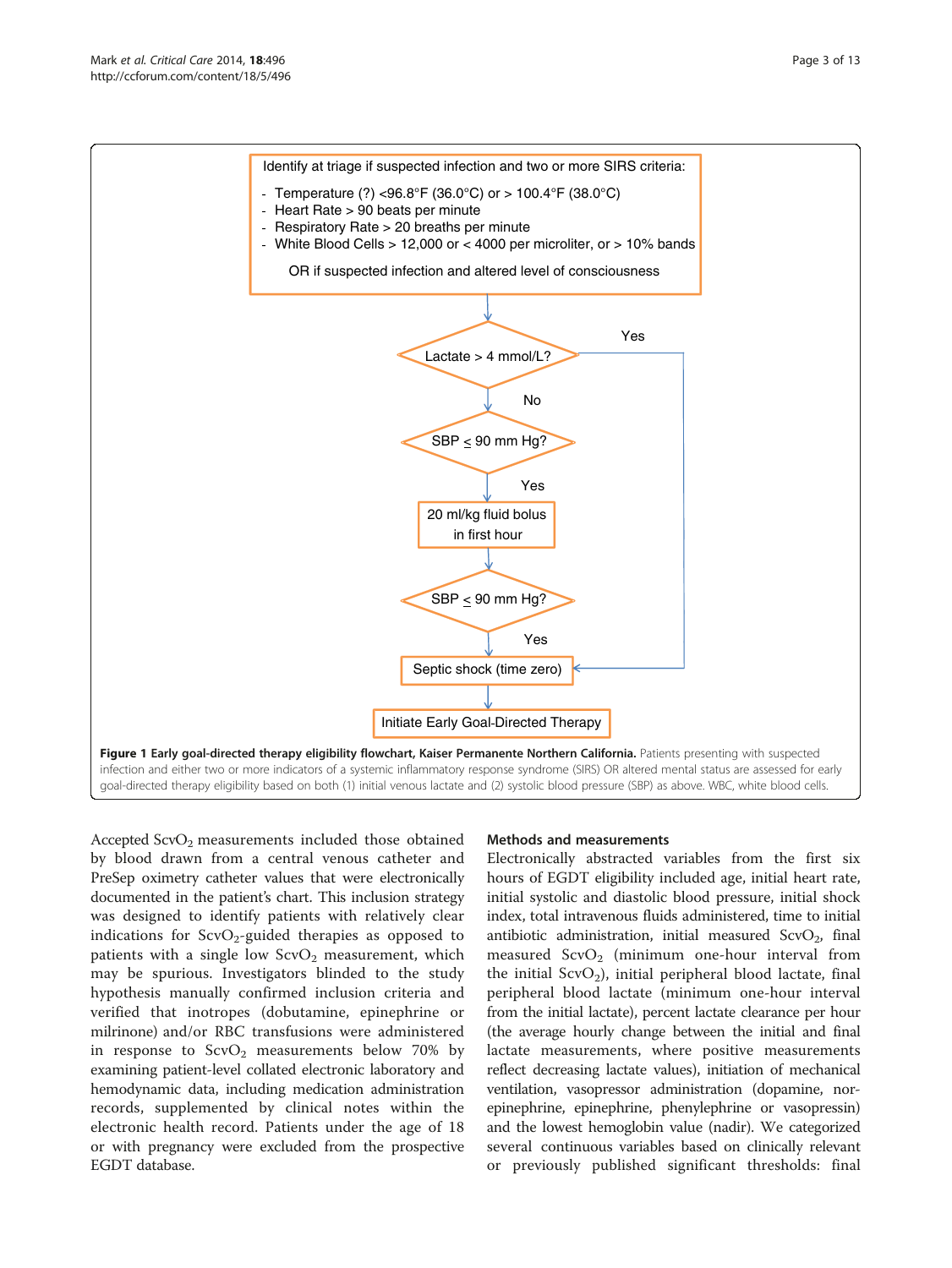Identify at triage if suspected infection and two or more SIRS criteria:

- Temperature (?) <96.8°F (36.0°C) or > 100.4°F (38.0°C)
- Heart Rate > 90 beats per minute
- Respiratory Rate > 20 breaths per minute
- White Blood Cells > 12,000 or < 4000 per microliter, or > 10% bands

OR if suspected infection and altered level of consciousness

Lactate > 4 mmol/L? — Yes → Septic shock (time zero)

No ↓

SBP ≤ 90 mm Hg?

Yes ↓

20 ml/kg fluid bolus in first hour

↓

SBP ≤ 90 mm Hg?

Yes ↓

Septic shock (time zero)

↓

Initiate Early Goal-Directed Therapy

**Figure 1 Early goal-directed therapy eligibility flowchart, Kaiser Permanente Northern California.** Patients presenting with suspected infection and either two or more indicators of a systemic inflammatory response syndrome (SIRS) OR altered mental status are assessed for early goal-directed therapy eligibility based on both (1) initial venous lactate and (2) systolic blood pressure (SBP) as above. WBC, white blood cells.

Accepted $ScvO_2$ measurements included those obtained by blood drawn from a central venous catheter and PreSep oximetry catheter values that were electronically documented in the patient's chart. This inclusion strategy was designed to identify patients with relatively clear indications for $ScvO_2$-guided therapies as opposed to patients with a single low $ScvO_2$ measurement, which may be spurious. Investigators blinded to the study hypothesis manually confirmed inclusion criteria and verified that inotropes (dobutamine, epinephrine or milrinone) and/or RBC transfusions were administered in response to $ScvO_2$ measurements below 70% by examining patient-level collated electronic laboratory and hemodynamic data, including medication administration records, supplemented by clinical notes within the electronic health record. Patients under the age of 18 or with pregnancy were excluded from the prospective EGDT database.

### Methods and measurements

Electronically abstracted variables from the first six hours of EGDT eligibility included age, initial heart rate, initial systolic and diastolic blood pressure, initial shock index, total intravenous fluids administered, time to initial antibiotic administration, initial measured $ScvO_2$, final measured $ScvO_2$ (minimum one-hour interval from the initial $ScvO_2$), initial peripheral blood lactate, final peripheral blood lactate (minimum one-hour interval from the initial lactate), percent lactate clearance per hour (the average hourly change between the initial and final lactate measurements, where positive measurements reflect decreasing lactate values), initiation of mechanical ventilation, vasopressor administration (dopamine, norepinephrine, epinephrine, phenylephrine or vasopressin) and the lowest hemoglobin value (nadir). We categorized several continuous variables based on clinically relevant or previously published significant thresholds: final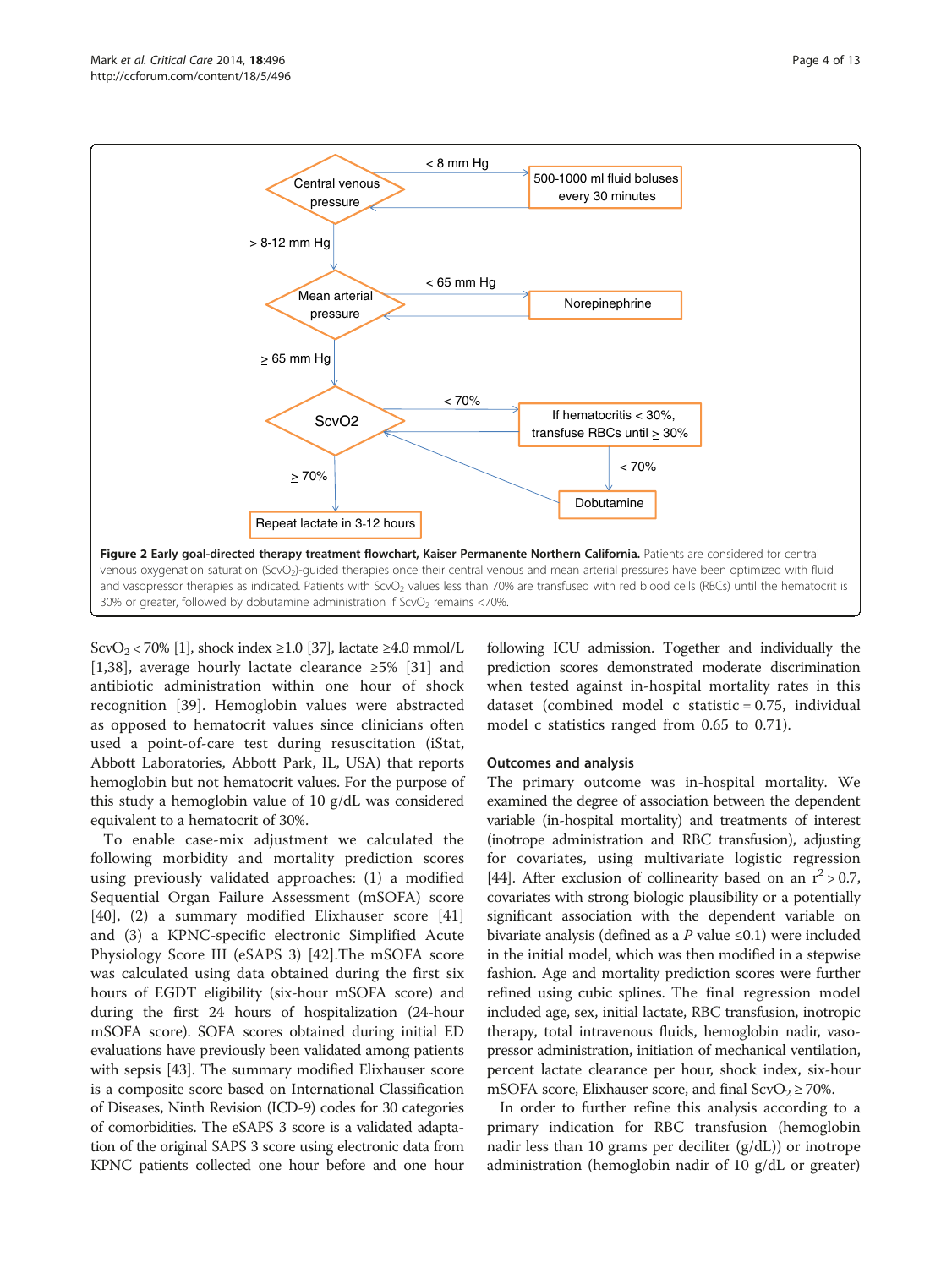Central venous pressure

< 8 mm Hg → 500-1000 ml fluid boluses every 30 minutes

≥ 8-12 mm Hg

Mean arterial pressure

< 65 mm Hg → Norepinephrine

≥ 65 mm Hg

ScvO2

< 70% → If hematocritis < 30%, transfuse RBCs until ≥ 30%

< 70% → Dobutamine

≥ 70% → Repeat lactate in 3-12 hours

**Figure 2 Early goal-directed therapy treatment flowchart, Kaiser Permanente Northern California.** Patients are considered for central venous oxygenation saturation ($ScvO_2$)-guided therapies once their central venous and mean arterial pressures have been optimized with fluid and vasopressor therapies as indicated. Patients with $ScvO_2$ values less than 70% are transfused with red blood cells (RBCs) until the hematocrit is 30% or greater, followed by dobutamine administration if $ScvO_2$ remains <70%.

$ScvO_2 < 70\%$ [1], shock index ≥1.0 [37], lactate ≥4.0 mmol/L [1,38], average hourly lactate clearance ≥5% [31] and antibiotic administration within one hour of shock recognition [39]. Hemoglobin values were abstracted as opposed to hematocrit values since clinicians often used a point-of-care test during resuscitation (iStat, Abbott Laboratories, Abbott Park, IL, USA) that reports hemoglobin but not hematocrit values. For the purpose of this study a hemoglobin value of 10 g/dL was considered equivalent to a hematocrit of 30%.

To enable case-mix adjustment we calculated the following morbidity and mortality prediction scores using previously validated approaches: (1) a modified Sequential Organ Failure Assessment (mSOFA) score [40], (2) a summary modified Elixhauser score [41] and (3) a KPNC-specific electronic Simplified Acute Physiology Score III (eSAPS 3) [42].The mSOFA score was calculated using data obtained during the first six hours of EGDT eligibility (six-hour mSOFA score) and during the first 24 hours of hospitalization (24-hour mSOFA score). SOFA scores obtained during initial ED evaluations have previously been validated among patients with sepsis [43]. The summary modified Elixhauser score is a composite score based on International Classification of Diseases, Ninth Revision (ICD-9) codes for 30 categories of comorbidities. The eSAPS 3 score is a validated adaptation of the original SAPS 3 score using electronic data from KPNC patients collected one hour before and one hour following ICU admission. Together and individually the prediction scores demonstrated moderate discrimination when tested against in-hospital mortality rates in this dataset (combined model c statistic = 0.75, individual model c statistics ranged from 0.65 to 0.71).

### Outcomes and analysis

The primary outcome was in-hospital mortality. We examined the degree of association between the dependent variable (in-hospital mortality) and treatments of interest (inotrope administration and RBC transfusion), adjusting for covariates, using multivariate logistic regression [44]. After exclusion of collinearity based on an $r^2 > 0.7$, covariates with strong biologic plausibility or a potentially significant association with the dependent variable on bivariate analysis (defined as a $P$ value ≤0.1) were included in the initial model, which was then modified in a stepwise fashion. Age and mortality prediction scores were further refined using cubic splines. The final regression model included age, sex, initial lactate, RBC transfusion, inotropic therapy, total intravenous fluids, hemoglobin nadir, vasopressor administration, initiation of mechanical ventilation, percent lactate clearance per hour, shock index, six-hour mSOFA score, Elixhauser score, and final $ScvO_2 \geq 70\%$.

In order to further refine this analysis according to a primary indication for RBC transfusion (hemoglobin nadir less than 10 grams per deciliter (g/dL)) or inotrope administration (hemoglobin nadir of 10 g/dL or greater)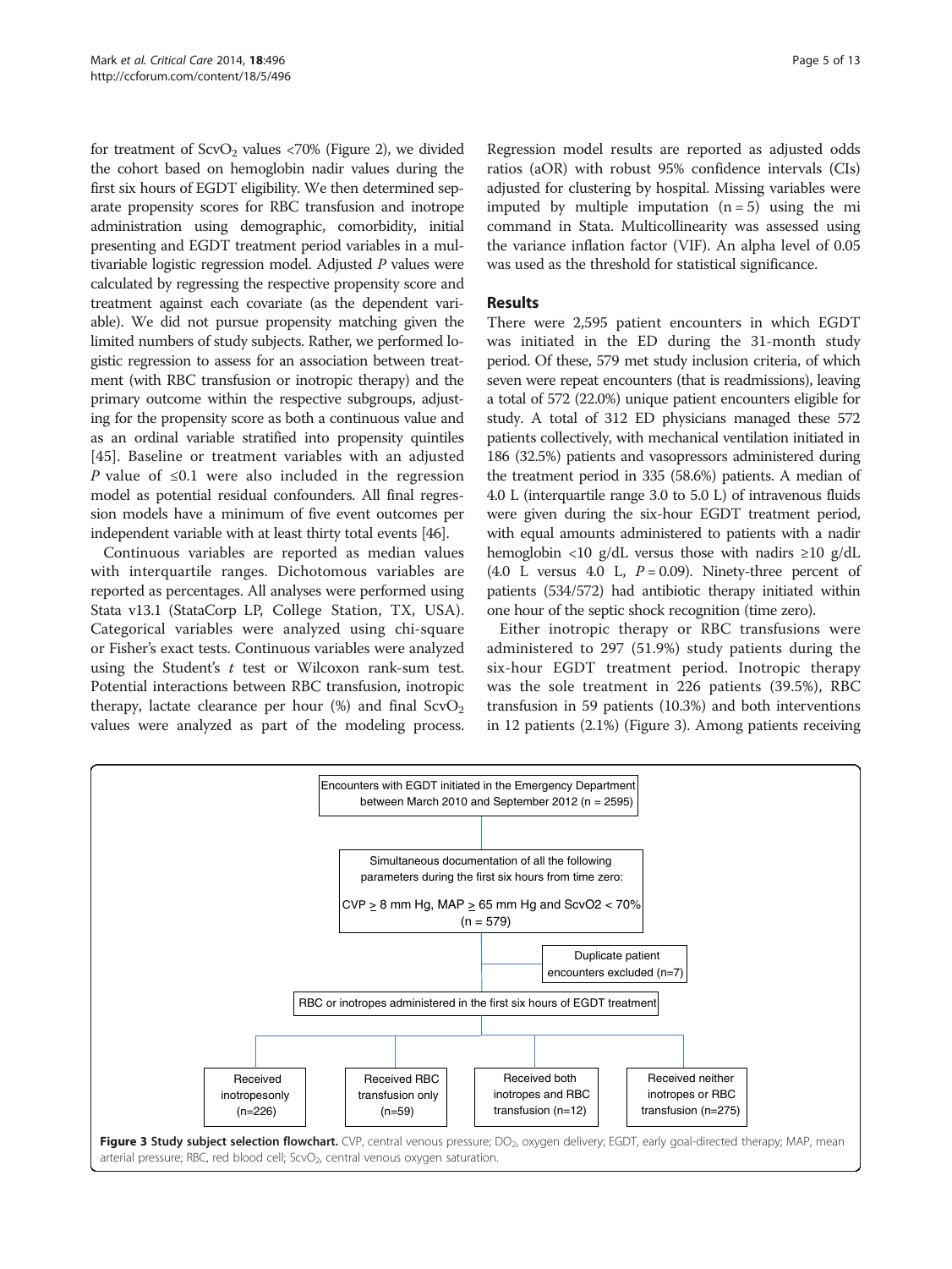for treatment of $ScvO_2$ values <70% (Figure 2), we divided the cohort based on hemoglobin nadir values during the first six hours of EGDT eligibility. We then determined separate propensity scores for RBC transfusion and inotrope administration using demographic, comorbidity, initial presenting and EGDT treatment period variables in a multivariable logistic regression model. Adjusted $P$ values were calculated by regressing the respective propensity score and treatment against each covariate (as the dependent variable). We did not pursue propensity matching given the limited numbers of study subjects. Rather, we performed logistic regression to assess for an association between treatment (with RBC transfusion or inotropic therapy) and the primary outcome within the respective subgroups, adjusting for the propensity score as both a continuous value and as an ordinal variable stratified into propensity quintiles [45]. Baseline or treatment variables with an adjusted $P$ value of ≤0.1 were also included in the regression model as potential residual confounders. All final regression models have a minimum of five event outcomes per independent variable with at least thirty total events [46].

Continuous variables are reported as median values with interquartile ranges. Dichotomous variables are reported as percentages. All analyses were performed using Stata v13.1 (StataCorp LP, College Station, TX, USA). Categorical variables were analyzed using chi-square or Fisher's exact tests. Continuous variables were analyzed using the Student's $t$ test or Wilcoxon rank-sum test. Potential interactions between RBC transfusion, inotropic therapy, lactate clearance per hour (%) and final $ScvO_2$ values were analyzed as part of the modeling process. Regression model results are reported as adjusted odds ratios (aOR) with robust 95% confidence intervals (CIs) adjusted for clustering by hospital. Missing variables were imputed by multiple imputation (n = 5) using the mi command in Stata. Multicollinearity was assessed using the variance inflation factor (VIF). An alpha level of 0.05 was used as the threshold for statistical significance.

## Results

There were 2,595 patient encounters in which EGDT was initiated in the ED during the 31-month study period. Of these, 579 met study inclusion criteria, of which seven were repeat encounters (that is readmissions), leaving a total of 572 (22.0%) unique patient encounters eligible for study. A total of 312 ED physicians managed these 572 patients collectively, with mechanical ventilation initiated in 186 (32.5%) patients and vasopressors administered during the treatment period in 335 (58.6%) patients. A median of 4.0 L (interquartile range 3.0 to 5.0 L) of intravenous fluids were given during the six-hour EGDT treatment period, with equal amounts administered to patients with a nadir hemoglobin <10 g/dL versus those with nadirs ≥10 g/dL (4.0 L versus 4.0 L, $P = 0.09$). Ninety-three percent of patients (534/572) had antibiotic therapy initiated within one hour of the septic shock recognition (time zero).

Either inotropic therapy or RBC transfusions were administered to 297 (51.9%) study patients during the six-hour EGDT treatment period. Inotropic therapy was the sole treatment in 226 patients (39.5%), RBC transfusion in 59 patients (10.3%) and both interventions in 12 patients (2.1%) (Figure 3). Among patients receiving

Encounters with EGDT initiated in the Emergency Department between March 2010 and September 2012 (n = 2595)

Simultaneous documentation of all the following parameters during the first six hours from time zero: CVP ≥ 8 mm Hg, MAP ≥ 65 mm Hg and ScvO2 < 70% (n = 579)

Duplicate patient encounters excluded (n=7)

RBC or inotropes administered in the first six hours of EGDT treatment

Received inotropesonly (n=226) | Received RBC transfusion only (n=59) | Received both inotropes and RBC transfusion (n=12) | Received neither inotropes or RBC transfusion (n=275)

**Figure 3 Study subject selection flowchart.** CVP, central venous pressure; $DO_2$, oxygen delivery; EGDT, early goal-directed therapy; MAP, mean arterial pressure; RBC, red blood cell; $ScvO_2$, central venous oxygen saturation.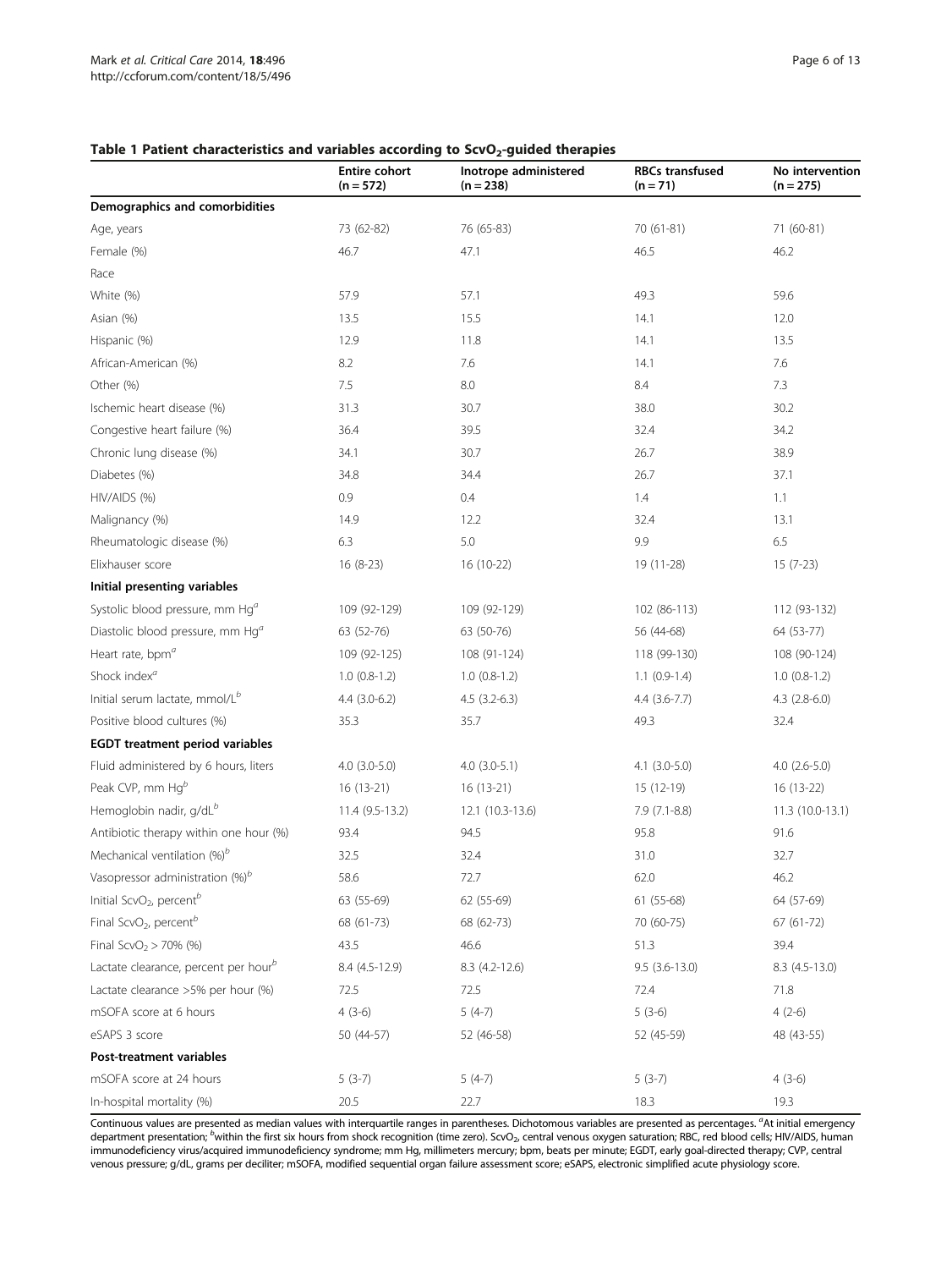### Table 1 Patient characteristics and variables according to $ScvO_2$-guided therapies

| | Entire cohort (n = 572) | Inotrope administered (n = 238) | RBCs transfused (n = 71) | No intervention (n = 275) |
|---|---|---|---|---|
| **Demographics and comorbidities** | | | | |
| Age, years | 73 (62-82) | 76 (65-83) | 70 (61-81) | 71 (60-81) |
| Female (%) | 46.7 | 47.1 | 46.5 | 46.2 |
| Race | | | | |
| White (%) | 57.9 | 57.1 | 49.3 | 59.6 |
| Asian (%) | 13.5 | 15.5 | 14.1 | 12.0 |
| Hispanic (%) | 12.9 | 11.8 | 14.1 | 13.5 |
| African-American (%) | 8.2 | 7.6 | 14.1 | 7.6 |
| Other (%) | 7.5 | 8.0 | 8.4 | 7.3 |
| Ischemic heart disease (%) | 31.3 | 30.7 | 38.0 | 30.2 |
| Congestive heart failure (%) | 36.4 | 39.5 | 32.4 | 34.2 |
| Chronic lung disease (%) | 34.1 | 30.7 | 26.7 | 38.9 |
| Diabetes (%) | 34.8 | 34.4 | 26.7 | 37.1 |
| HIV/AIDS (%) | 0.9 | 0.4 | 1.4 | 1.1 |
| Malignancy (%) | 14.9 | 12.2 | 32.4 | 13.1 |
| Rheumatologic disease (%) | 6.3 | 5.0 | 9.9 | 6.5 |
| Elixhauser score | 16 (8-23) | 16 (10-22) | 19 (11-28) | 15 (7-23) |
| **Initial presenting variables** | | | | |
| Systolic blood pressure, mm Hg[a] | 109 (92-129) | 109 (92-129) | 102 (86-113) | 112 (93-132) |
| Diastolic blood pressure, mm Hg[a] | 63 (52-76) | 63 (50-76) | 56 (44-68) | 64 (53-77) |
| Heart rate, bpm[a] | 109 (92-125) | 108 (91-124) | 118 (99-130) | 108 (90-124) |
| Shock index[a] | 1.0 (0.8-1.2) | 1.0 (0.8-1.2) | 1.1 (0.9-1.4) | 1.0 (0.8-1.2) |
| Initial serum lactate, mmol/L[b] | 4.4 (3.0-6.2) | 4.5 (3.2-6.3) | 4.4 (3.6-7.7) | 4.3 (2.8-6.0) |
| Positive blood cultures (%) | 35.3 | 35.7 | 49.3 | 32.4 |
| **EGDT treatment period variables** | | | | |
| Fluid administered by 6 hours, liters | 4.0 (3.0-5.0) | 4.0 (3.0-5.1) | 4.1 (3.0-5.0) | 4.0 (2.6-5.0) |
| Peak CVP, mm Hg[b] | 16 (13-21) | 16 (13-21) | 15 (12-19) | 16 (13-22) |
| Hemoglobin nadir, g/dL[b] | 11.4 (9.5-13.2) | 12.1 (10.3-13.6) | 7.9 (7.1-8.8) | 11.3 (10.0-13.1) |
| Antibiotic therapy within one hour (%) | 93.4 | 94.5 | 95.8 | 91.6 |
| Mechanical ventilation (%)[b] | 32.5 | 32.4 | 31.0 | 32.7 |
| Vasopressor administration (%)[b] | 58.6 | 72.7 | 62.0 | 46.2 |
| Initial $ScvO_2$, percent[b] | 63 (55-69) | 62 (55-69) | 61 (55-68) | 64 (57-69) |
| Final $ScvO_2$, percent[b] | 68 (61-73) | 68 (62-73) | 70 (60-75) | 67 (61-72) |
| Final $ScvO_2$ > 70% (%) | 43.5 | 46.6 | 51.3 | 39.4 |
| Lactate clearance, percent per hour[b] | 8.4 (4.5-12.9) | 8.3 (4.2-12.6) | 9.5 (3.6-13.0) | 8.3 (4.5-13.0) |
| Lactate clearance >5% per hour (%) | 72.5 | 72.5 | 72.4 | 71.8 |
| mSOFA score at 6 hours | 4 (3-6) | 5 (4-7) | 5 (3-6) | 4 (2-6) |
| eSAPS 3 score | 50 (44-57) | 52 (46-58) | 52 (45-59) | 48 (43-55) |
| **Post-treatment variables** | | | | |
| mSOFA score at 24 hours | 5 (3-7) | 5 (4-7) | 5 (3-7) | 4 (3-6) |
| In-hospital mortality (%) | 20.5 | 22.7 | 18.3 | 19.3 |

Continuous values are presented as median values with interquartile ranges in parentheses. Dichotomous variables are presented as percentages. [a]At initial emergency department presentation; [b]within the first six hours from shock recognition (time zero). $ScvO_2$, central venous oxygen saturation; RBC, red blood cells; HIV/AIDS, human immunodeficiency virus/acquired immunodeficiency syndrome; mm Hg, millimeters mercury; bpm, beats per minute; EGDT, early goal-directed therapy; CVP, central venous pressure; g/dL, grams per deciliter; mSOFA, modified sequential organ failure assessment score; eSAPS, electronic simplified acute physiology score.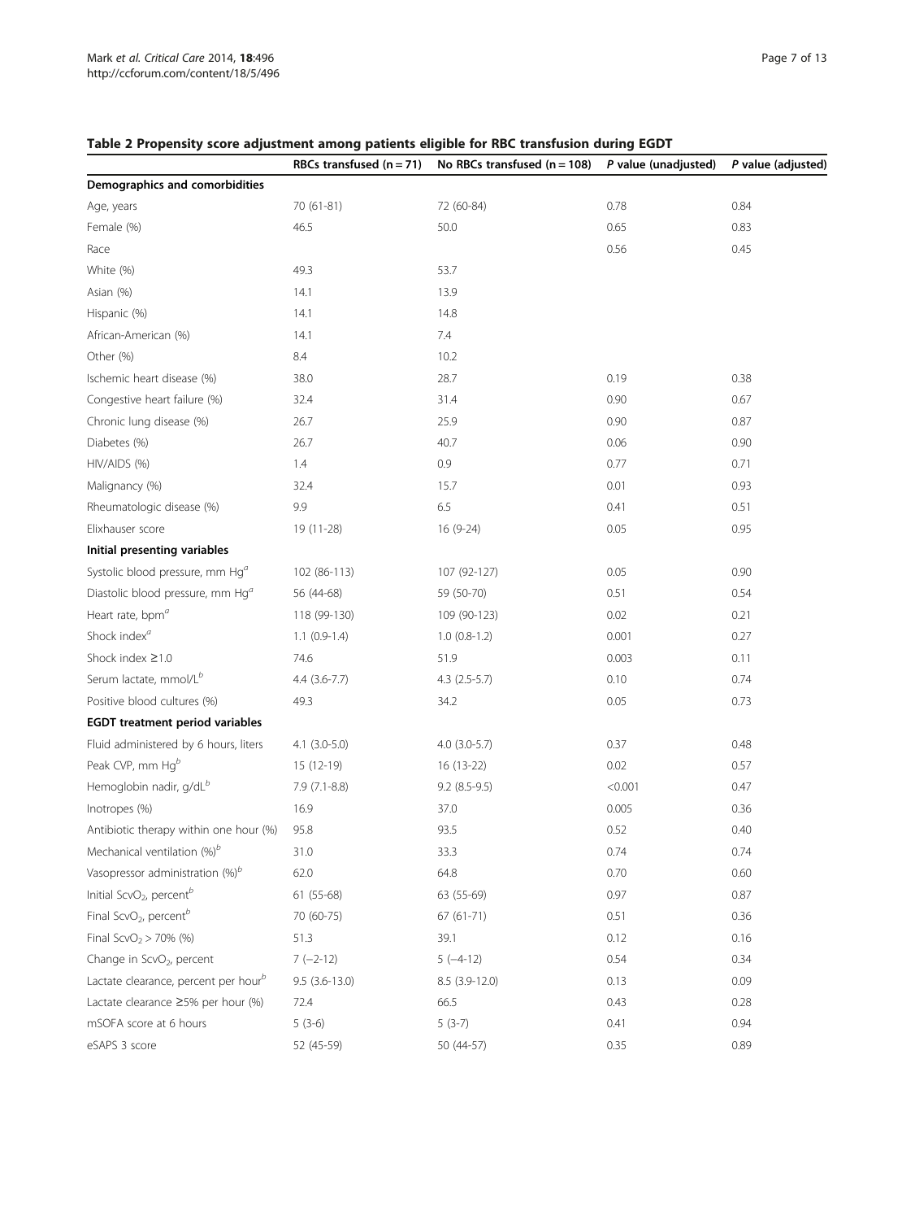**Table 2 Propensity score adjustment among patients eligible for RBC transfusion during EGDT**

| | RBCs transfused (n = 71) | No RBCs transfused (n = 108) | *P* value (unadjusted) | *P* value (adjusted) |
|---|---|---|---|---|
| **Demographics and comorbidities** | | | | |
| Age, years | 70 (61-81) | 72 (60-84) | 0.78 | 0.84 |
| Female (%) | 46.5 | 50.0 | 0.65 | 0.83 |
| Race | | | 0.56 | 0.45 |
| White (%) | 49.3 | 53.7 | | |
| Asian (%) | 14.1 | 13.9 | | |
| Hispanic (%) | 14.1 | 14.8 | | |
| African-American (%) | 14.1 | 7.4 | | |
| Other (%) | 8.4 | 10.2 | | |
| Ischemic heart disease (%) | 38.0 | 28.7 | 0.19 | 0.38 |
| Congestive heart failure (%) | 32.4 | 31.4 | 0.90 | 0.67 |
| Chronic lung disease (%) | 26.7 | 25.9 | 0.90 | 0.87 |
| Diabetes (%) | 26.7 | 40.7 | 0.06 | 0.90 |
| HIV/AIDS (%) | 1.4 | 0.9 | 0.77 | 0.71 |
| Malignancy (%) | 32.4 | 15.7 | 0.01 | 0.93 |
| Rheumatologic disease (%) | 9.9 | 6.5 | 0.41 | 0.51 |
| Elixhauser score | 19 (11-28) | 16 (9-24) | 0.05 | 0.95 |
| **Initial presenting variables** | | | | |
| Systolic blood pressure, mm Hg[a] | 102 (86-113) | 107 (92-127) | 0.05 | 0.90 |
| Diastolic blood pressure, mm Hg[a] | 56 (44-68) | 59 (50-70) | 0.51 | 0.54 |
| Heart rate, bpm[a] | 118 (99-130) | 109 (90-123) | 0.02 | 0.21 |
| Shock index[a] | 1.1 (0.9-1.4) | 1.0 (0.8-1.2) | 0.001 | 0.27 |
| Shock index ≥1.0 | 74.6 | 51.9 | 0.003 | 0.11 |
| Serum lactate, mmol/L[b] | 4.4 (3.6-7.7) | 4.3 (2.5-5.7) | 0.10 | 0.74 |
| Positive blood cultures (%) | 49.3 | 34.2 | 0.05 | 0.73 |
| **EGDT treatment period variables** | | | | |
| Fluid administered by 6 hours, liters | 4.1 (3.0-5.0) | 4.0 (3.0-5.7) | 0.37 | 0.48 |
| Peak CVP, mm Hg[b] | 15 (12-19) | 16 (13-22) | 0.02 | 0.57 |
| Hemoglobin nadir, g/dL[b] | 7.9 (7.1-8.8) | 9.2 (8.5-9.5) | <0.001 | 0.47 |
| Inotropes (%) | 16.9 | 37.0 | 0.005 | 0.36 |
| Antibiotic therapy within one hour (%) | 95.8 | 93.5 | 0.52 | 0.40 |
| Mechanical ventilation (%)[b] | 31.0 | 33.3 | 0.74 | 0.74 |
| Vasopressor administration (%)[b] | 62.0 | 64.8 | 0.70 | 0.60 |
| Initial $ScvO_2$, percent[b] | 61 (55-68) | 63 (55-69) | 0.97 | 0.87 |
| Final $ScvO_2$, percent[b] | 70 (60-75) | 67 (61-71) | 0.51 | 0.36 |
| Final $ScvO_2 > 70\%$ (%) | 51.3 | 39.1 | 0.12 | 0.16 |
| Change in $ScvO_2$, percent | 7 (−2-12) | 5 (−4-12) | 0.54 | 0.34 |
| Lactate clearance, percent per hour[b] | 9.5 (3.6-13.0) | 8.5 (3.9-12.0) | 0.13 | 0.09 |
| Lactate clearance ≥5% per hour (%) | 72.4 | 66.5 | 0.43 | 0.28 |
| mSOFA score at 6 hours | 5 (3-6) | 5 (3-7) | 0.41 | 0.94 |
| eSAPS 3 score | 52 (45-59) | 50 (44-57) | 0.35 | 0.89 |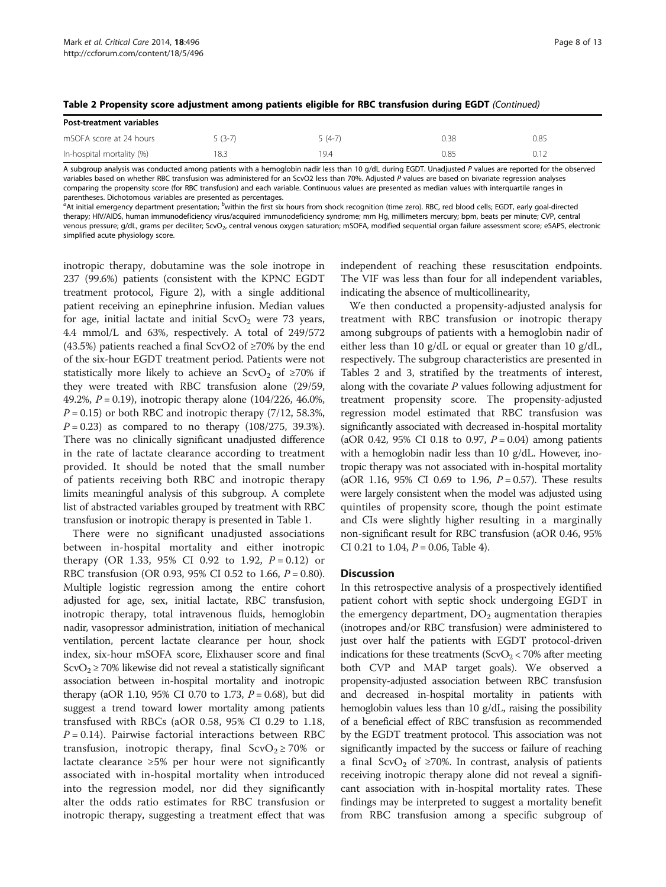**Table 2 Propensity score adjustment among patients eligible for RBC transfusion during EGDT** *(Continued)*

| Post-treatment variables | | | | |
|---|---|---|---|---|
| mSOFA score at 24 hours | 5 (3-7) | 5 (4-7) | 0.38 | 0.85 |
| In-hospital mortality (%) | 18.3 | 19.4 | 0.85 | 0.12 |

A subgroup analysis was conducted among patients with a hemoglobin nadir less than 10 g/dL during EGDT. Unadjusted *P* values are reported for the observed variables based on whether RBC transfusion was administered for an ScvO2 less than 70%. Adjusted *P* values are based on bivariate regression analyses comparing the propensity score (for RBC transfusion) and each variable. Continuous values are presented as median values with interquartile ranges in parentheses. Dichotomous variables are presented as percentages.
[a]At initial emergency department presentation; [b]within the first six hours from shock recognition (time zero). RBC, red blood cells; EGDT, early goal-directed therapy; HIV/AIDS, human immunodeficiency virus/acquired immunodeficiency syndrome; mm Hg, millimeters mercury; bpm, beats per minute; CVP, central venous pressure; g/dL, grams per deciliter; $ScvO_2$, central venous oxygen saturation; mSOFA, modified sequential organ failure assessment score; eSAPS, electronic simplified acute physiology score.

inotropic therapy, dobutamine was the sole inotrope in 237 (99.6%) patients (consistent with the KPNC EGDT treatment protocol, Figure 2), with a single additional patient receiving an epinephrine infusion. Median values for age, initial lactate and initial $ScvO_2$ were 73 years, 4.4 mmol/L and 63%, respectively. A total of 249/572 (43.5%) patients reached a final ScvO2 of ≥70% by the end of the six-hour EGDT treatment period. Patients were not statistically more likely to achieve an $ScvO_2$ of ≥70% if they were treated with RBC transfusion alone (29/59, 49.2%, $P = 0.19$), inotropic therapy alone (104/226, 46.0%, $P = 0.15$) or both RBC and inotropic therapy (7/12, 58.3%, $P = 0.23$) as compared to no therapy (108/275, 39.3%). There was no clinically significant unadjusted difference in the rate of lactate clearance according to treatment provided. It should be noted that the small number of patients receiving both RBC and inotropic therapy limits meaningful analysis of this subgroup. A complete list of abstracted variables grouped by treatment with RBC transfusion or inotropic therapy is presented in Table 1.

There were no significant unadjusted associations between in-hospital mortality and either inotropic therapy (OR 1.33, 95% CI 0.92 to 1.92, $P = 0.12$) or RBC transfusion (OR 0.93, 95% CI 0.52 to 1.66, $P = 0.80$). Multiple logistic regression among the entire cohort adjusted for age, sex, initial lactate, RBC transfusion, inotropic therapy, total intravenous fluids, hemoglobin nadir, vasopressor administration, initiation of mechanical ventilation, percent lactate clearance per hour, shock index, six-hour mSOFA score, Elixhauser score and final $ScvO_2 \geq 70\%$ likewise did not reveal a statistically significant association between in-hospital mortality and inotropic therapy (aOR 1.10, 95% CI 0.70 to 1.73, $P = 0.68$), but did suggest a trend toward lower mortality among patients transfused with RBCs (aOR 0.58, 95% CI 0.29 to 1.18, $P = 0.14$). Pairwise factorial interactions between RBC transfusion, inotropic therapy, final $ScvO_2 \geq 70\%$ or lactate clearance ≥5% per hour were not significantly associated with in-hospital mortality when introduced into the regression model, nor did they significantly alter the odds ratio estimates for RBC transfusion or inotropic therapy, suggesting a treatment effect that was independent of reaching these resuscitation endpoints. The VIF was less than four for all independent variables, indicating the absence of multicollinearity,

We then conducted a propensity-adjusted analysis for treatment with RBC transfusion or inotropic therapy among subgroups of patients with a hemoglobin nadir of either less than 10 g/dL or equal or greater than 10 g/dL, respectively. The subgroup characteristics are presented in Tables 2 and 3, stratified by the treatments of interest, along with the covariate *P* values following adjustment for treatment propensity score. The propensity-adjusted regression model estimated that RBC transfusion was significantly associated with decreased in-hospital mortality (aOR 0.42, 95% CI 0.18 to 0.97, $P = 0.04$) among patients with a hemoglobin nadir less than 10 g/dL. However, inotropic therapy was not associated with in-hospital mortality (aOR 1.16, 95% CI 0.69 to 1.96, $P = 0.57$). These results were largely consistent when the model was adjusted using quintiles of propensity score, though the point estimate and CIs were slightly higher resulting in a marginally non-significant result for RBC transfusion (aOR 0.46, 95% CI 0.21 to 1.04, $P = 0.06$, Table 4).

## Discussion

In this retrospective analysis of a prospectively identified patient cohort with septic shock undergoing EGDT in the emergency department, $DO_2$ augmentation therapies (inotropes and/or RBC transfusion) were administered to just over half the patients with EGDT protocol-driven indications for these treatments ($ScvO_2 < 70\%$ after meeting both CVP and MAP target goals). We observed a propensity-adjusted association between RBC transfusion and decreased in-hospital mortality in patients with hemoglobin values less than 10 g/dL, raising the possibility of a beneficial effect of RBC transfusion as recommended by the EGDT treatment protocol. This association was not significantly impacted by the success or failure of reaching a final $ScvO_2$ of ≥70%. In contrast, analysis of patients receiving inotropic therapy alone did not reveal a significant association with in-hospital mortality rates. These findings may be interpreted to suggest a mortality benefit from RBC transfusion among a specific subgroup of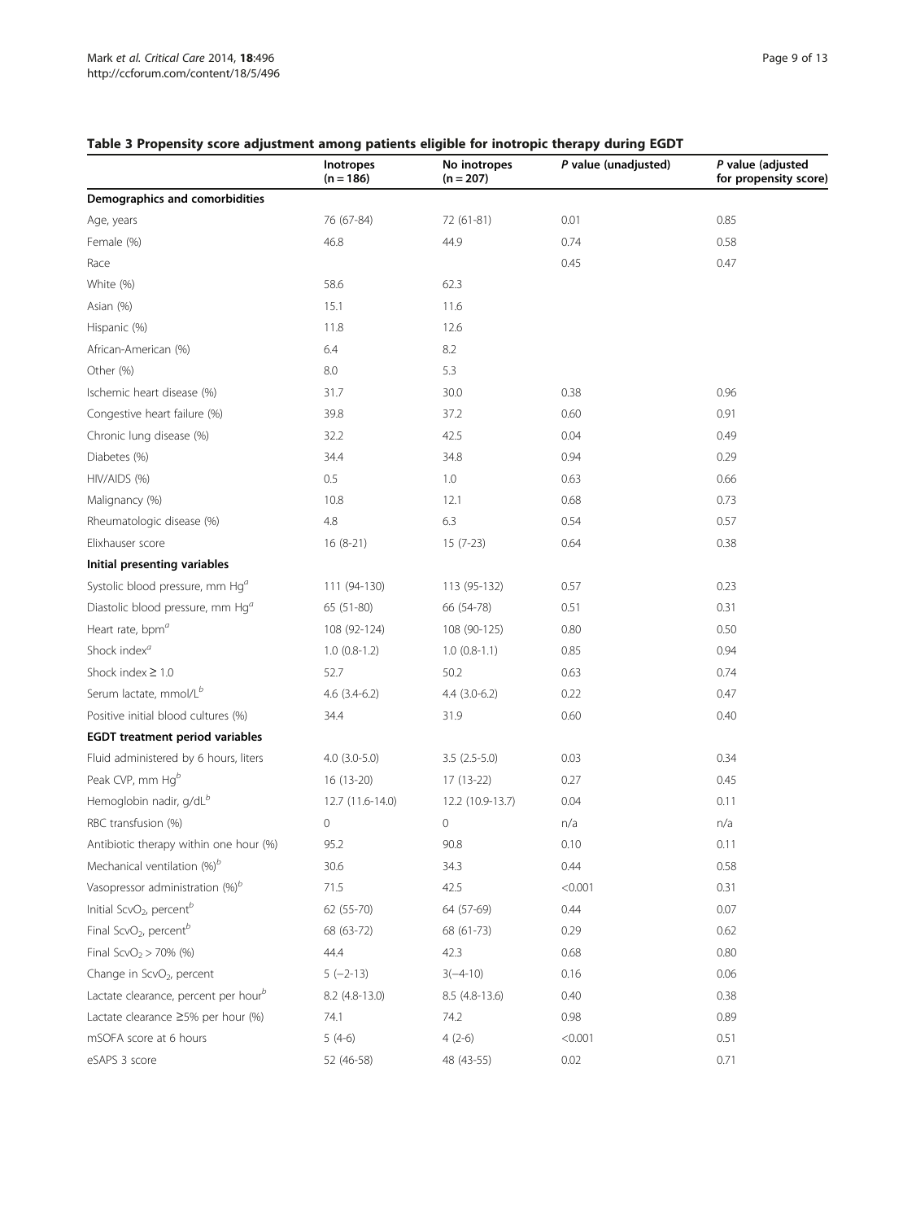### Table 3 Propensity score adjustment among patients eligible for inotropic therapy during EGDT

| | Inotropes (n = 186) | No inotropes (n = 207) | *P* value (unadjusted) | *P* value (adjusted for propensity score) |
|---|---|---|---|---|
| **Demographics and comorbidities** | | | | |
| Age, years | 76 (67-84) | 72 (61-81) | 0.01 | 0.85 |
| Female (%) | 46.8 | 44.9 | 0.74 | 0.58 |
| Race | | | 0.45 | 0.47 |
| White (%) | 58.6 | 62.3 | | |
| Asian (%) | 15.1 | 11.6 | | |
| Hispanic (%) | 11.8 | 12.6 | | |
| African-American (%) | 6.4 | 8.2 | | |
| Other (%) | 8.0 | 5.3 | | |
| Ischemic heart disease (%) | 31.7 | 30.0 | 0.38 | 0.96 |
| Congestive heart failure (%) | 39.8 | 37.2 | 0.60 | 0.91 |
| Chronic lung disease (%) | 32.2 | 42.5 | 0.04 | 0.49 |
| Diabetes (%) | 34.4 | 34.8 | 0.94 | 0.29 |
| HIV/AIDS (%) | 0.5 | 1.0 | 0.63 | 0.66 |
| Malignancy (%) | 10.8 | 12.1 | 0.68 | 0.73 |
| Rheumatologic disease (%) | 4.8 | 6.3 | 0.54 | 0.57 |
| Elixhauser score | 16 (8-21) | 15 (7-23) | 0.64 | 0.38 |
| **Initial presenting variables** | | | | |
| Systolic blood pressure, mm Hg[a] | 111 (94-130) | 113 (95-132) | 0.57 | 0.23 |
| Diastolic blood pressure, mm Hg[a] | 65 (51-80) | 66 (54-78) | 0.51 | 0.31 |
| Heart rate, bpm[a] | 108 (92-124) | 108 (90-125) | 0.80 | 0.50 |
| Shock index[a] | 1.0 (0.8-1.2) | 1.0 (0.8-1.1) | 0.85 | 0.94 |
| Shock index ≥ 1.0 | 52.7 | 50.2 | 0.63 | 0.74 |
| Serum lactate, mmol/L[b] | 4.6 (3.4-6.2) | 4.4 (3.0-6.2) | 0.22 | 0.47 |
| Positive initial blood cultures (%) | 34.4 | 31.9 | 0.60 | 0.40 |
| **EGDT treatment period variables** | | | | |
| Fluid administered by 6 hours, liters | 4.0 (3.0-5.0) | 3.5 (2.5-5.0) | 0.03 | 0.34 |
| Peak CVP, mm Hg[b] | 16 (13-20) | 17 (13-22) | 0.27 | 0.45 |
| Hemoglobin nadir, g/dL[b] | 12.7 (11.6-14.0) | 12.2 (10.9-13.7) | 0.04 | 0.11 |
| RBC transfusion (%) | 0 | 0 | n/a | n/a |
| Antibiotic therapy within one hour (%) | 95.2 | 90.8 | 0.10 | 0.11 |
| Mechanical ventilation (%)[b] | 30.6 | 34.3 | 0.44 | 0.58 |
| Vasopressor administration (%)[b] | 71.5 | 42.5 | <0.001 | 0.31 |
| Initial $ScvO_2$, percent[b] | 62 (55-70) | 64 (57-69) | 0.44 | 0.07 |
| Final $ScvO_2$, percent[b] | 68 (63-72) | 68 (61-73) | 0.29 | 0.62 |
| Final $ScvO_2$ > 70% (%) | 44.4 | 42.3 | 0.68 | 0.80 |
| Change in $ScvO_2$, percent | 5 (−2-13) | 3(−4-10) | 0.16 | 0.06 |
| Lactate clearance, percent per hour[b] | 8.2 (4.8-13.0) | 8.5 (4.8-13.6) | 0.40 | 0.38 |
| Lactate clearance ≥5% per hour (%) | 74.1 | 74.2 | 0.98 | 0.89 |
| mSOFA score at 6 hours | 5 (4-6) | 4 (2-6) | <0.001 | 0.51 |
| eSAPS 3 score | 52 (46-58) | 48 (43-55) | 0.02 | 0.71 |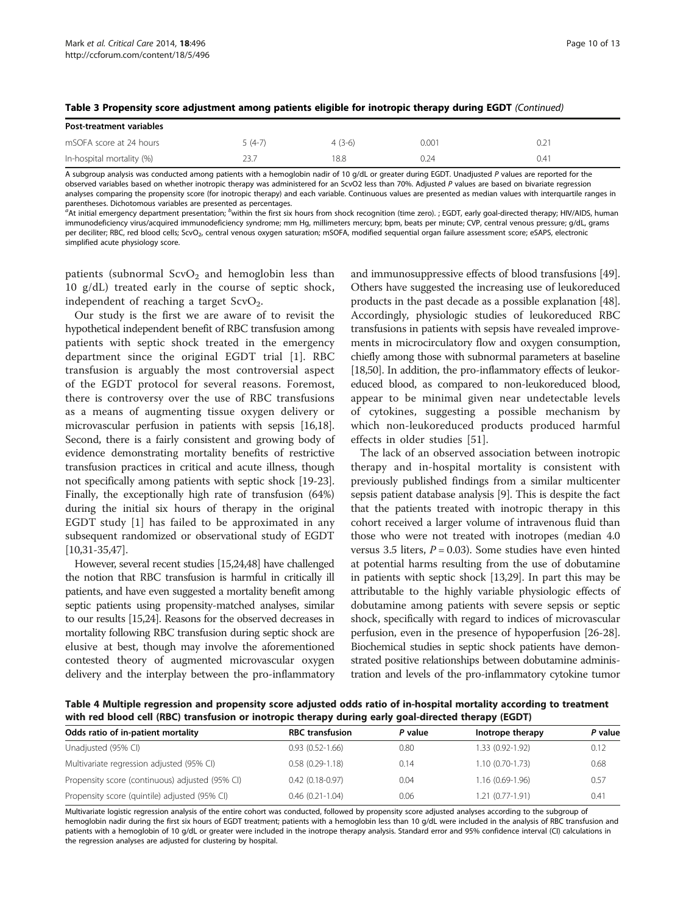**Table 3 Propensity score adjustment among patients eligible for inotropic therapy during EGDT** *(Continued)*

| Post-treatment variables | | | | |
|---|---|---|---|---|
| mSOFA score at 24 hours | 5 (4-7) | 4 (3-6) | 0.001 | 0.21 |
| In-hospital mortality (%) | 23.7 | 18.8 | 0.24 | 0.41 |

A subgroup analysis was conducted among patients with a hemoglobin nadir of 10 g/dL or greater during EGDT. Unadjusted *P* values are reported for the observed variables based on whether inotropic therapy was administered for an ScvO2 less than 70%. Adjusted *P* values are based on bivariate regression analyses comparing the propensity score (for inotropic therapy) and each variable. Continuous values are presented as median values with interquartile ranges in parentheses. Dichotomous variables are presented as percentages.
[a]At initial emergency department presentation; [b]within the first six hours from shock recognition (time zero). ; EGDT, early goal-directed therapy; HIV/AIDS, human immunodeficiency virus/acquired immunodeficiency syndrome; mm Hg, millimeters mercury; bpm, beats per minute; CVP, central venous pressure; g/dL, grams per deciliter; RBC, red blood cells; $ScvO_2$, central venous oxygen saturation; mSOFA, modified sequential organ failure assessment score; eSAPS, electronic simplified acute physiology score.

patients (subnormal $ScvO_2$ and hemoglobin less than 10 g/dL) treated early in the course of septic shock, independent of reaching a target $ScvO_2$.

Our study is the first we are aware of to revisit the hypothetical independent benefit of RBC transfusion among patients with septic shock treated in the emergency department since the original EGDT trial [1]. RBC transfusion is arguably the most controversial aspect of the EGDT protocol for several reasons. Foremost, there is controversy over the use of RBC transfusions as a means of augmenting tissue oxygen delivery or microvascular perfusion in patients with sepsis [16,18]. Second, there is a fairly consistent and growing body of evidence demonstrating mortality benefits of restrictive transfusion practices in critical and acute illness, though not specifically among patients with septic shock [19-23]. Finally, the exceptionally high rate of transfusion (64%) during the initial six hours of therapy in the original EGDT study [1] has failed to be approximated in any subsequent randomized or observational study of EGDT [10,31-35,47].

However, several recent studies [15,24,48] have challenged the notion that RBC transfusion is harmful in critically ill patients, and have even suggested a mortality benefit among septic patients using propensity-matched analyses, similar to our results [15,24]. Reasons for the observed decreases in mortality following RBC transfusion during septic shock are elusive at best, though may involve the aforementioned contested theory of augmented microvascular oxygen delivery and the interplay between the pro-inflammatory and immunosuppressive effects of blood transfusions [49]. Others have suggested the increasing use of leukoreduced products in the past decade as a possible explanation [48]. Accordingly, physiologic studies of leukoreduced RBC transfusions in patients with sepsis have revealed improvements in microcirculatory flow and oxygen consumption, chiefly among those with subnormal parameters at baseline [18,50]. In addition, the pro-inflammatory effects of leukoreduced blood, as compared to non-leukoreduced blood, appear to be minimal given near undetectable levels of cytokines, suggesting a possible mechanism by which non-leukoreduced products produced harmful effects in older studies [51].

The lack of an observed association between inotropic therapy and in-hospital mortality is consistent with previously published findings from a similar multicenter sepsis patient database analysis [9]. This is despite the fact that the patients treated with inotropic therapy in this cohort received a larger volume of intravenous fluid than those who were not treated with inotropes (median 4.0 versus 3.5 liters, $P = 0.03$). Some studies have even hinted at potential harms resulting from the use of dobutamine in patients with septic shock [13,29]. In part this may be attributable to the highly variable physiologic effects of dobutamine among patients with severe sepsis or septic shock, specifically with regard to indices of microvascular perfusion, even in the presence of hypoperfusion [26-28]. Biochemical studies in septic shock patients have demonstrated positive relationships between dobutamine administration and levels of the pro-inflammatory cytokine tumor

**Table 4 Multiple regression and propensity score adjusted odds ratio of in-hospital mortality according to treatment with red blood cell (RBC) transfusion or inotropic therapy during early goal-directed therapy (EGDT)**

| Odds ratio of in-patient mortality | RBC transfusion | *P* value | Inotrope therapy | *P* value |
|---|---|---|---|---|
| Unadjusted (95% CI) | 0.93 (0.52-1.66) | 0.80 | 1.33 (0.92-1.92) | 0.12 |
| Multivariate regression adjusted (95% CI) | 0.58 (0.29-1.18) | 0.14 | 1.10 (0.70-1.73) | 0.68 |
| Propensity score (continuous) adjusted (95% CI) | 0.42 (0.18-0.97) | 0.04 | 1.16 (0.69-1.96) | 0.57 |
| Propensity score (quintile) adjusted (95% CI) | 0.46 (0.21-1.04) | 0.06 | 1.21 (0.77-1.91) | 0.41 |

Multivariate logistic regression analysis of the entire cohort was conducted, followed by propensity score adjusted analyses according to the subgroup of hemoglobin nadir during the first six hours of EGDT treatment; patients with a hemoglobin less than 10 g/dL were included in the analysis of RBC transfusion and patients with a hemoglobin of 10 g/dL or greater were included in the inotrope therapy analysis. Standard error and 95% confidence interval (CI) calculations in the regression analyses are adjusted for clustering by hospital.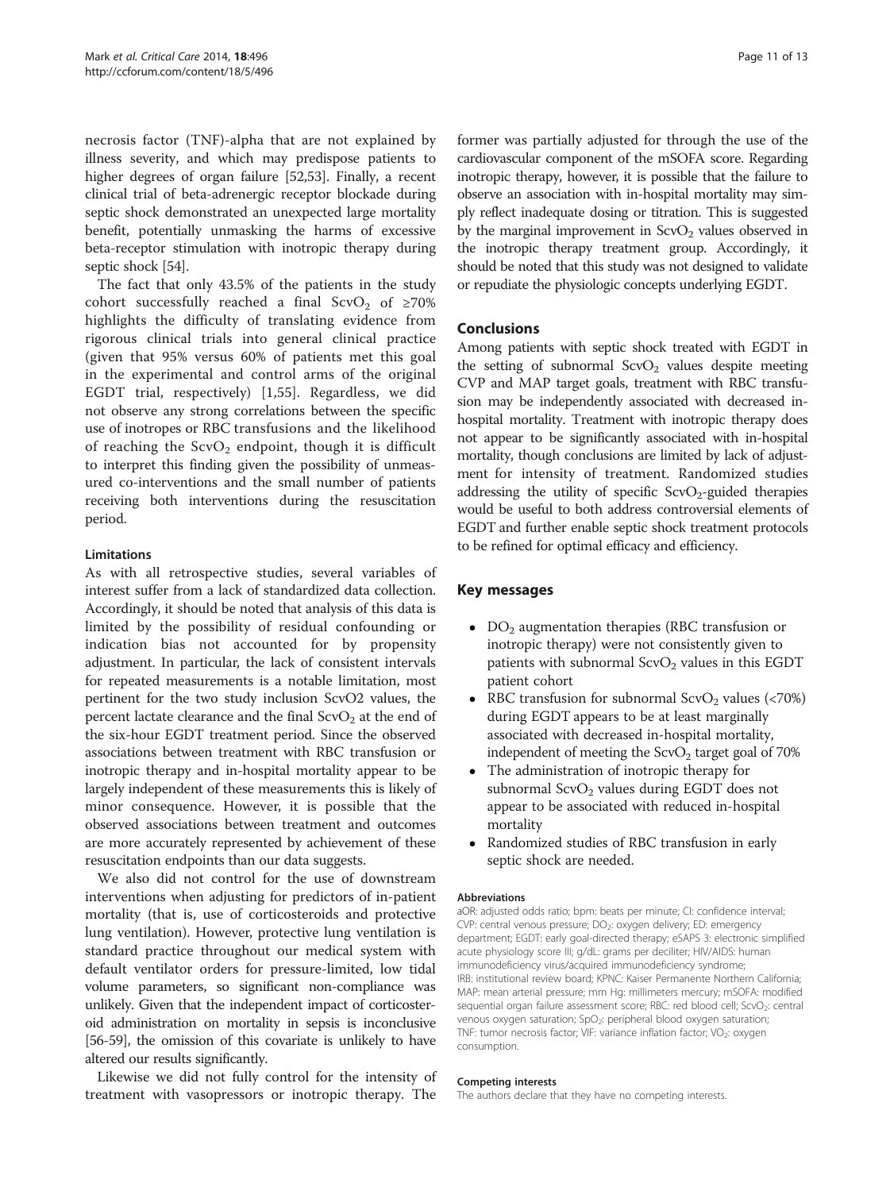necrosis factor (TNF)-alpha that are not explained by illness severity, and which may predispose patients to higher degrees of organ failure [52,53]. Finally, a recent clinical trial of beta-adrenergic receptor blockade during septic shock demonstrated an unexpected large mortality benefit, potentially unmasking the harms of excessive beta-receptor stimulation with inotropic therapy during septic shock [54].

The fact that only 43.5% of the patients in the study cohort successfully reached a final $ScvO_2$ of ≥70% highlights the difficulty of translating evidence from rigorous clinical trials into general clinical practice (given that 95% versus 60% of patients met this goal in the experimental and control arms of the original EGDT trial, respectively) [1,55]. Regardless, we did not observe any strong correlations between the specific use of inotropes or RBC transfusions and the likelihood of reaching the $ScvO_2$ endpoint, though it is difficult to interpret this finding given the possibility of unmeasured co-interventions and the small number of patients receiving both interventions during the resuscitation period.

#### Limitations

As with all retrospective studies, several variables of interest suffer from a lack of standardized data collection. Accordingly, it should be noted that analysis of this data is limited by the possibility of residual confounding or indication bias not accounted for by propensity adjustment. In particular, the lack of consistent intervals for repeated measurements is a notable limitation, most pertinent for the two study inclusion ScvO2 values, the percent lactate clearance and the final $ScvO_2$ at the end of the six-hour EGDT treatment period. Since the observed associations between treatment with RBC transfusion or inotropic therapy and in-hospital mortality appear to be largely independent of these measurements this is likely of minor consequence. However, it is possible that the observed associations between treatment and outcomes are more accurately represented by achievement of these resuscitation endpoints than our data suggests.

We also did not control for the use of downstream interventions when adjusting for predictors of in-patient mortality (that is, use of corticosteroids and protective lung ventilation). However, protective lung ventilation is standard practice throughout our medical system with default ventilator orders for pressure-limited, low tidal volume parameters, so significant non-compliance was unlikely. Given that the independent impact of corticosteroid administration on mortality in sepsis is inconclusive [56-59], the omission of this covariate is unlikely to have altered our results significantly.

Likewise we did not fully control for the intensity of treatment with vasopressors or inotropic therapy. The former was partially adjusted for through the use of the cardiovascular component of the mSOFA score. Regarding inotropic therapy, however, it is possible that the failure to observe an association with in-hospital mortality may simply reflect inadequate dosing or titration. This is suggested by the marginal improvement in $ScvO_2$ values observed in the inotropic therapy treatment group. Accordingly, it should be noted that this study was not designed to validate or repudiate the physiologic concepts underlying EGDT.

## Conclusions

Among patients with septic shock treated with EGDT in the setting of subnormal $ScvO_2$ values despite meeting CVP and MAP target goals, treatment with RBC transfusion may be independently associated with decreased in-hospital mortality. Treatment with inotropic therapy does not appear to be significantly associated with in-hospital mortality, though conclusions are limited by lack of adjustment for intensity of treatment. Randomized studies addressing the utility of specific $ScvO_2$-guided therapies would be useful to both address controversial elements of EGDT and further enable septic shock treatment protocols to be refined for optimal efficacy and efficiency.

## Key messages

- $DO_2$ augmentation therapies (RBC transfusion or inotropic therapy) were not consistently given to patients with subnormal $ScvO_2$ values in this EGDT patient cohort
- RBC transfusion for subnormal $ScvO_2$ values (<70%) during EGDT appears to be at least marginally associated with decreased in-hospital mortality, independent of meeting the $ScvO_2$ target goal of 70%
- The administration of inotropic therapy for subnormal $ScvO_2$ values during EGDT does not appear to be associated with reduced in-hospital mortality
- Randomized studies of RBC transfusion in early septic shock are needed.

#### Abbreviations

aOR: adjusted odds ratio; bpm: beats per minute; CI: confidence interval; CVP: central venous pressure; $DO_2$: oxygen delivery; ED: emergency department; EGDT: early goal-directed therapy; eSAPS 3: electronic simplified acute physiology score III; g/dL: grams per deciliter; HIV/AIDS: human immunodeficiency virus/acquired immunodeficiency syndrome; IRB: institutional review board; KPNC: Kaiser Permanente Northern California; MAP: mean arterial pressure; mm Hg: millimeters mercury; mSOFA: modified sequential organ failure assessment score; RBC: red blood cell; $ScvO_2$: central venous oxygen saturation; $SpO_2$: peripheral blood oxygen saturation; TNF: tumor necrosis factor; VIF: variance inflation factor; $VO_2$: oxygen consumption.

#### Competing interests

The authors declare that they have no competing interests.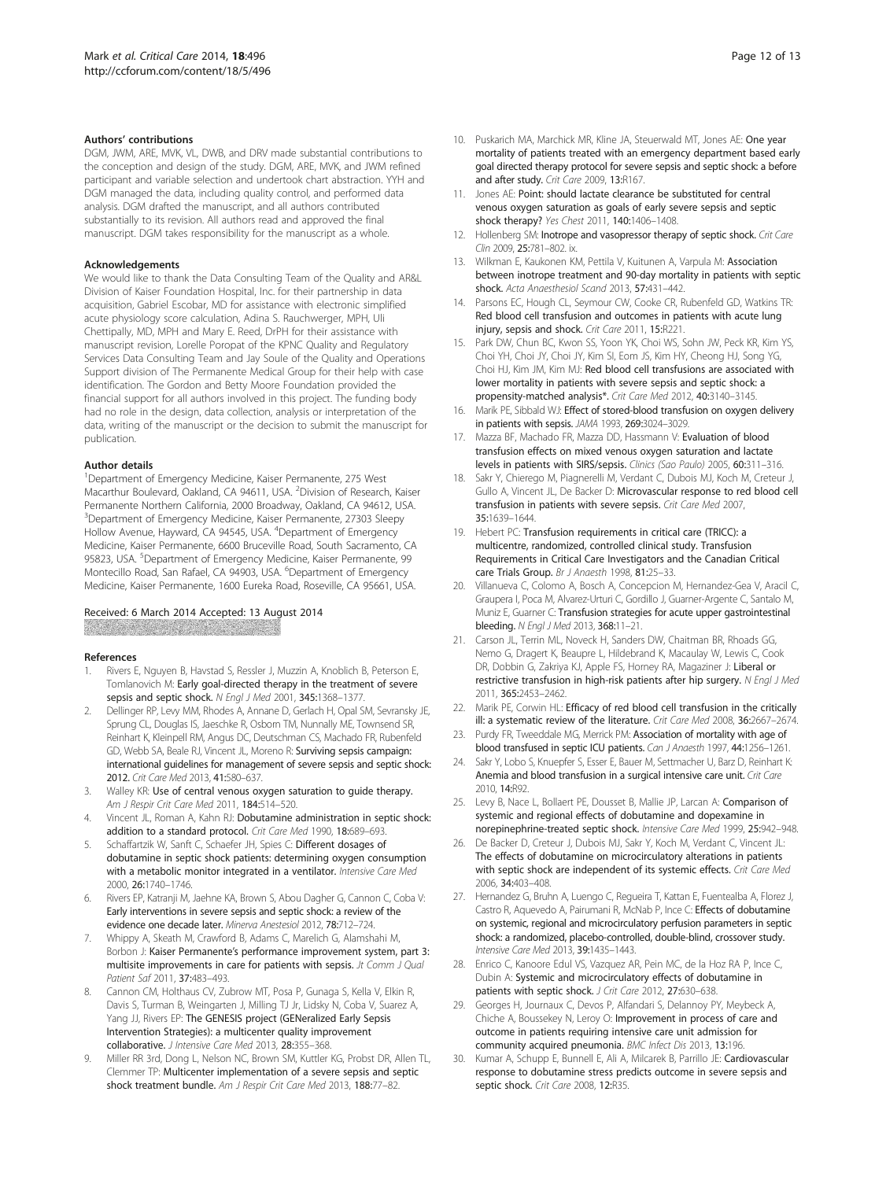### Authors' contributions

DGM, JWM, ARE, MVK, VL, DWB, and DRV made substantial contributions to the conception and design of the study. DGM, ARE, MVK, and JWM refined participant and variable selection and undertook chart abstraction. YYH and DGM managed the data, including quality control, and performed data analysis. DGM drafted the manuscript, and all authors contributed substantially to its revision. All authors read and approved the final manuscript. DGM takes responsibility for the manuscript as a whole.

### Acknowledgements

We would like to thank the Data Consulting Team of the Quality and AR&L Division of Kaiser Foundation Hospital, Inc. for their partnership in data acquisition, Gabriel Escobar, MD for assistance with electronic simplified acute physiology score calculation, Adina S. Rauchwerger, MPH, Uli Chettipally, MD, MPH and Mary E. Reed, DrPH for their assistance with manuscript revision, Lorelle Poropat of the KPNC Quality and Regulatory Services Data Consulting Team and Jay Soule of the Quality and Operations Support division of The Permanente Medical Group for their help with case identification. The Gordon and Betty Moore Foundation provided the financial support for all authors involved in this project. The funding body had no role in the design, data collection, analysis or interpretation of the data, writing of the manuscript or the decision to submit the manuscript for publication.

### Author details

[1]Department of Emergency Medicine, Kaiser Permanente, 275 West Macarthur Boulevard, Oakland, CA 94611, USA. [2]Division of Research, Kaiser Permanente Northern California, 2000 Broadway, Oakland, CA 94612, USA. [3]Department of Emergency Medicine, Kaiser Permanente, 27303 Sleepy Hollow Avenue, Hayward, CA 94545, USA. [4]Department of Emergency Medicine, Kaiser Permanente, 6600 Bruceville Road, South Sacramento, CA 95823, USA. [5]Department of Emergency Medicine, Kaiser Permanente, 99 Montecillo Road, San Rafael, CA 94903, USA. [6]Department of Emergency Medicine, Kaiser Permanente, 1600 Eureka Road, Roseville, CA 95661, USA.

Received: 6 March 2014 Accepted: 13 August 2014

### References

1. Rivers E, Nguyen B, Havstad S, Ressler J, Muzzin A, Knoblich B, Peterson E, Tomlanovich M: **Early goal-directed therapy in the treatment of severe sepsis and septic shock.** *N Engl J Med* 2001, **345:**1368–1377.
2. Dellinger RP, Levy MM, Rhodes A, Annane D, Gerlach H, Opal SM, Sevransky JE, Sprung CL, Douglas IS, Jaeschke R, Osborn TM, Nunnally ME, Townsend SR, Reinhart K, Kleinpell RM, Angus DC, Deutschman CS, Machado FR, Rubenfeld GD, Webb SA, Beale RJ, Vincent JL, Moreno R: **Surviving sepsis campaign: international guidelines for management of severe sepsis and septic shock: 2012.** *Crit Care Med* 2013, **41:**580–637.
3. Walley KR: **Use of central venous oxygen saturation to guide therapy.** *Am J Respir Crit Care Med* 2011, **184:**514–520.
4. Vincent JL, Roman A, Kahn RJ: **Dobutamine administration in septic shock: addition to a standard protocol.** *Crit Care Med* 1990, **18:**689–693.
5. Schaffartzik W, Sanft C, Schaefer JH, Spies C: **Different dosages of dobutamine in septic shock patients: determining oxygen consumption with a metabolic monitor integrated in a ventilator.** *Intensive Care Med* 2000, **26:**1740–1746.
6. Rivers EP, Katranji M, Jaehne KA, Brown S, Abou Dagher G, Cannon C, Coba V: **Early interventions in severe sepsis and septic shock: a review of the evidence one decade later.** *Minerva Anestesiol* 2012, **78:**712–724.
7. Whippy A, Skeath M, Crawford B, Adams C, Marelich G, Alamshahi M, Borbon J: **Kaiser Permanente's performance improvement system, part 3: multisite improvements in care for patients with sepsis.** *Jt Comm J Qual Patient Saf* 2011, **37:**483–493.
8. Cannon CM, Holthaus CV, Zubrow MT, Posa P, Gunaga S, Kella V, Elkin R, Davis S, Turman B, Weingarten J, Milling TJ Jr, Lidsky N, Coba V, Suarez A, Yang JJ, Rivers EP: **The GENESIS project (GENeralized Early Sepsis Intervention Strategies): a multicenter quality improvement collaborative.** *J Intensive Care Med* 2013, **28:**355–368.
9. Miller RR 3rd, Dong L, Nelson NC, Brown SM, Kuttler KG, Probst DR, Allen TL, Clemmer TP: **Multicenter implementation of a severe sepsis and septic shock treatment bundle.** *Am J Respir Crit Care Med* 2013, **188:**77–82.
10. Puskarich MA, Marchick MR, Kline JA, Steuerwald MT, Jones AE: **One year mortality of patients treated with an emergency department based early goal directed therapy protocol for severe sepsis and septic shock: a before and after study.** *Crit Care* 2009, **13:**R167.
11. Jones AE: **Point: should lactate clearance be substituted for central venous oxygen saturation as goals of early severe sepsis and septic shock therapy?** *Yes Chest* 2011, **140:**1406–1408.
12. Hollenberg SM: **Inotrope and vasopressor therapy of septic shock.** *Crit Care Clin* 2009, **25:**781–802. ix.
13. Wilkman E, Kaukonen KM, Pettila V, Kuitunen A, Varpula M: **Association between inotrope treatment and 90-day mortality in patients with septic shock.** *Acta Anaesthesiol Scand* 2013, **57:**431–442.
14. Parsons EC, Hough CL, Seymour CW, Cooke CR, Rubenfeld GD, Watkins TR: **Red blood cell transfusion and outcomes in patients with acute lung injury, sepsis and shock.** *Crit Care* 2011, **15:**R221.
15. Park DW, Chun BC, Kwon SS, Yoon YK, Choi WS, Sohn JW, Peck KR, Kim YS, Choi YH, Choi JY, Choi JY, Kim SI, Eom JS, Kim HY, Cheong HJ, Song YG, Choi HJ, Kim JM, Kim MJ: **Red blood cell transfusions are associated with lower mortality in patients with severe sepsis and septic shock: a propensity-matched analysis\*.** *Crit Care Med* 2012, **40:**3140–3145.
16. Marik PE, Sibbald WJ: **Effect of stored-blood transfusion on oxygen delivery in patients with sepsis.** *JAMA* 1993, **269:**3024–3029.
17. Mazza BF, Machado FR, Mazza DD, Hassmann V: **Evaluation of blood transfusion effects on mixed venous oxygen saturation and lactate levels in patients with SIRS/sepsis.** *Clinics (Sao Paulo)* 2005, **60:**311–316.
18. Sakr Y, Chierego M, Piagnerelli M, Verdant C, Dubois MJ, Koch M, Creteur J, Gullo A, Vincent JL, De Backer D: **Microvascular response to red blood cell transfusion in patients with severe sepsis.** *Crit Care Med* 2007, **35:**1639–1644.
19. Hebert PC: **Transfusion requirements in critical care (TRICC): a multicentre, randomized, controlled clinical study. Transfusion Requirements in Critical Care Investigators and the Canadian Critical care Trials Group.** *Br J Anaesth* 1998, **81:**25–33.
20. Villanueva C, Colomo A, Bosch A, Concepcion M, Hernandez-Gea V, Aracil C, Graupera I, Poca M, Alvarez-Urturi C, Gordillo J, Guarner-Argente C, Santalo M, Muniz E, Guarner C: **Transfusion strategies for acute upper gastrointestinal bleeding.** *N Engl J Med* 2013, **368:**11–21.
21. Carson JL, Terrin ML, Noveck H, Sanders DW, Chaitman BR, Rhoads GG, Nemo G, Dragert K, Beaupre L, Hildebrand K, Macaulay W, Lewis C, Cook DR, Dobbin G, Zakriya KJ, Apple FS, Horney RA, Magaziner J: **Liberal or restrictive transfusion in high-risk patients after hip surgery.** *N Engl J Med* 2011, **365:**2453–2462.
22. Marik PE, Corwin HL: **Efficacy of red blood cell transfusion in the critically ill: a systematic review of the literature.** *Crit Care Med* 2008, **36:**2667–2674.
23. Purdy FR, Tweeddale MG, Merrick PM: **Association of mortality with age of blood transfused in septic ICU patients.** *Can J Anaesth* 1997, **44:**1256–1261.
24. Sakr Y, Lobo S, Knuepfer S, Esser E, Bauer M, Settmacher U, Barz D, Reinhart K: **Anemia and blood transfusion in a surgical intensive care unit.** *Crit Care* 2010, **14:**R92.
25. Levy B, Nace L, Bollaert PE, Dousset B, Mallie JP, Larcan A: **Comparison of systemic and regional effects of dobutamine and dopexamine in norepinephrine-treated septic shock.** *Intensive Care Med* 1999, **25:**942–948.
26. De Backer D, Creteur J, Dubois MJ, Sakr Y, Koch M, Verdant C, Vincent JL: **The effects of dobutamine on microcirculatory alterations in patients with septic shock are independent of its systemic effects.** *Crit Care Med* 2006, **34:**403–408.
27. Hernandez G, Bruhn A, Luengo C, Regueira T, Kattan E, Fuentealba A, Florez J, Castro R, Aquevedo A, Pairumani R, McNab P, Ince C: **Effects of dobutamine on systemic, regional and microcirculatory perfusion parameters in septic shock: a randomized, placebo-controlled, double-blind, crossover study.** *Intensive Care Med* 2013, **39:**1435–1443.
28. Enrico C, Kanoore Edul VS, Vazquez AR, Pein MC, de la Hoz RA P, Ince C, Dubin A: **Systemic and microcirculatory effects of dobutamine in patients with septic shock.** *J Crit Care* 2012, **27:**630–638.
29. Georges H, Journaux C, Devos P, Alfandari S, Delannoy PY, Meybeck A, Chiche A, Boussekey N, Leroy O: **Improvement in process of care and outcome in patients requiring intensive care unit admission for community acquired pneumonia.** *BMC Infect Dis* 2013, **13:**196.
30. Kumar A, Schupp E, Bunnell E, Ali A, Milcarek B, Parrillo JE: **Cardiovascular response to dobutamine stress predicts outcome in severe sepsis and septic shock.** *Crit Care* 2008, **12:**R35.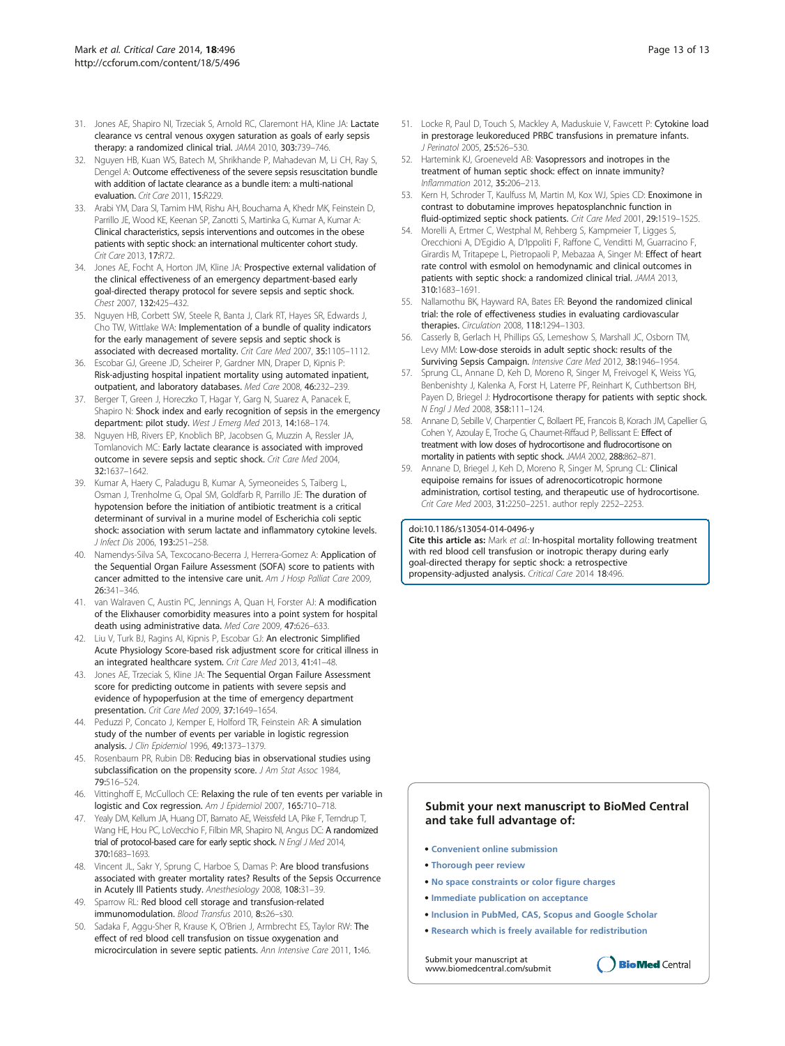31. Jones AE, Shapiro NI, Trzeciak S, Arnold RC, Claremont HA, Kline JA: Lactate clearance vs central venous oxygen saturation as goals of early sepsis therapy: a randomized clinical trial. *JAMA* 2010, 303:739–746.
32. Nguyen HB, Kuan WS, Batech M, Shrikhande P, Mahadevan M, Li CH, Ray S, Dengel A: Outcome effectiveness of the severe sepsis resuscitation bundle with addition of lactate clearance as a bundle item: a multi-national evaluation. *Crit Care* 2011, 15:R229.
33. Arabi YM, Dara SI, Tamim HM, Rishu AH, Bouchama A, Khedr MK, Feinstein D, Parrillo JE, Wood KE, Keenan SP, Zanotti S, Martinka G, Kumar A, Kumar A: Clinical characteristics, sepsis interventions and outcomes in the obese patients with septic shock: an international multicenter cohort study. *Crit Care* 2013, 17:R72.
34. Jones AE, Focht A, Horton JM, Kline JA: Prospective external validation of the clinical effectiveness of an emergency department-based early goal-directed therapy protocol for severe sepsis and septic shock. *Chest* 2007, 132:425–432.
35. Nguyen HB, Corbett SW, Steele R, Banta J, Clark RT, Hayes SR, Edwards J, Cho TW, Wittlake WA: Implementation of a bundle of quality indicators for the early management of severe sepsis and septic shock is associated with decreased mortality. *Crit Care Med* 2007, 35:1105–1112.
36. Escobar GJ, Greene JD, Scheirer P, Gardner MN, Draper D, Kipnis P: Risk-adjusting hospital inpatient mortality using automated inpatient, outpatient, and laboratory databases. *Med Care* 2008, 46:232–239.
37. Berger T, Green J, Horeczko T, Hagar Y, Garg N, Suarez A, Panacek E, Shapiro N: Shock index and early recognition of sepsis in the emergency department: pilot study. *West J Emerg Med* 2013, 14:168–174.
38. Nguyen HB, Rivers EP, Knoblich BP, Jacobsen G, Muzzin A, Ressler JA, Tomlanovich MC: Early lactate clearance is associated with improved outcome in severe sepsis and septic shock. *Crit Care Med* 2004, 32:1637–1642.
39. Kumar A, Haery C, Paladugu B, Kumar A, Symeoneides S, Taiberg L, Osman J, Trenholme G, Opal SM, Goldfarb R, Parrillo JE: The duration of hypotension before the initiation of antibiotic treatment is a critical determinant of survival in a murine model of Escherichia coli septic shock: association with serum lactate and inflammatory cytokine levels. *J Infect Dis* 2006, 193:251–258.
40. Namendys-Silva SA, Texcocano-Becerra J, Herrera-Gomez A: Application of the Sequential Organ Failure Assessment (SOFA) score to patients with cancer admitted to the intensive care unit. *Am J Hosp Palliat Care* 2009, 26:341–346.
41. van Walraven C, Austin PC, Jennings A, Quan H, Forster AJ: A modification of the Elixhauser comorbidity measures into a point system for hospital death using administrative data. *Med Care* 2009, 47:626–633.
42. Liu V, Turk BJ, Ragins AI, Kipnis P, Escobar GJ: An electronic Simplified Acute Physiology Score-based risk adjustment score for critical illness in an integrated healthcare system. *Crit Care Med* 2013, 41:41–48.
43. Jones AE, Trzeciak S, Kline JA: The Sequential Organ Failure Assessment score for predicting outcome in patients with severe sepsis and evidence of hypoperfusion at the time of emergency department presentation. *Crit Care Med* 2009, 37:1649–1654.
44. Peduzzi P, Concato J, Kemper E, Holford TR, Feinstein AR: A simulation study of the number of events per variable in logistic regression analysis. *J Clin Epidemiol* 1996, 49:1373–1379.
45. Rosenbaum PR, Rubin DB: Reducing bias in observational studies using subclassification on the propensity score. *J Am Stat Assoc* 1984, 79:516–524.
46. Vittinghoff E, McCulloch CE: Relaxing the rule of ten events per variable in logistic and Cox regression. *Am J Epidemiol* 2007, 165:710–718.
47. Yealy DM, Kellum JA, Huang DT, Barnato AE, Weissfeld LA, Pike F, Terndrup T, Wang HE, Hou PC, LoVecchio F, Filbin MR, Shapiro NI, Angus DC: A randomized trial of protocol-based care for early septic shock. *N Engl J Med* 2014, 370:1683–1693.
48. Vincent JL, Sakr Y, Sprung C, Harboe S, Damas P: Are blood transfusions associated with greater mortality rates? Results of the Sepsis Occurrence in Acutely Ill Patients study. *Anesthesiology* 2008, 108:31–39.
49. Sparrow RL: Red blood cell storage and transfusion-related immunomodulation. *Blood Transfus* 2010, 8:s26–s30.
50. Sadaka F, Aggu-Sher R, Krause K, O'Brien J, Armbrecht ES, Taylor RW: The effect of red blood cell transfusion on tissue oxygenation and microcirculation in severe septic patients. *Ann Intensive Care* 2011, 1:46.
51. Locke R, Paul D, Touch S, Mackley A, Maduskuie V, Fawcett P: Cytokine load in prestorage leukoreduced PRBC transfusions in premature infants. *J Perinatol* 2005, 25:526–530.
52. Hartemink KJ, Groeneveld AB: Vasopressors and inotropes in the treatment of human septic shock: effect on innate immunity? *Inflammation* 2012, 35:206–213.
53. Kern H, Schroder T, Kaulfuss M, Martin M, Kox WJ, Spies CD: Enoximone in contrast to dobutamine improves hepatosplanchnic function in fluid-optimized septic shock patients. *Crit Care Med* 2001, 29:1519–1525.
54. Morelli A, Ertmer C, Westphal M, Rehberg S, Kampmeier T, Ligges S, Orecchioni A, D'Egidio A, D'Ippoliti F, Raffone C, Venditti M, Guarracino F, Girardis M, Tritapepe L, Pietropaoli P, Mebazaa A, Singer M: Effect of heart rate control with esmolol on hemodynamic and clinical outcomes in patients with septic shock: a randomized clinical trial. *JAMA* 2013, 310:1683–1691.
55. Nallamothu BK, Hayward RA, Bates ER: Beyond the randomized clinical trial: the role of effectiveness studies in evaluating cardiovascular therapies. *Circulation* 2008, 118:1294–1303.
56. Casserly B, Gerlach H, Phillips GS, Lemeshow S, Marshall JC, Osborn TM, Levy MM: Low-dose steroids in adult septic shock: results of the Surviving Sepsis Campaign. *Intensive Care Med* 2012, 38:1946–1954.
57. Sprung CL, Annane D, Keh D, Moreno R, Singer M, Freivogel K, Weiss YG, Benbenishty J, Kalenka A, Forst H, Laterre PF, Reinhart K, Cuthbertson BH, Payen D, Briegel J: Hydrocortisone therapy for patients with septic shock. *N Engl J Med* 2008, 358:111–124.
58. Annane D, Sebille V, Charpentier C, Bollaert PE, Francois B, Korach JM, Capellier G, Cohen Y, Azoulay E, Troche G, Chaumet-Riffaud P, Bellissant E: Effect of treatment with low doses of hydrocortisone and fludrocortisone on mortality in patients with septic shock. *JAMA* 2002, 288:862–871.
59. Annane D, Briegel J, Keh D, Moreno R, Singer M, Sprung CL: Clinical equipoise remains for issues of adrenocorticotropic hormone administration, cortisol testing, and therapeutic use of hydrocortisone. *Crit Care Med* 2003, 31:2250–2251. author reply 2252–2253.

doi:10.1186/s13054-014-0496-y

**Cite this article as:** Mark *et al.*: In-hospital mortality following treatment with red blood cell transfusion or inotropic therapy during early goal-directed therapy for septic shock: a retrospective propensity-adjusted analysis. *Critical Care* 2014 18:496.

**Submit your next manuscript to BioMed Central and take full advantage of:**

- Convenient online submission
- Thorough peer review
- No space constraints or color figure charges
- Immediate publication on acceptance
- Inclusion in PubMed, CAS, Scopus and Google Scholar
- Research which is freely available for redistribution

Submit your manuscript at www.biomedcentral.com/submit

BioMed Central